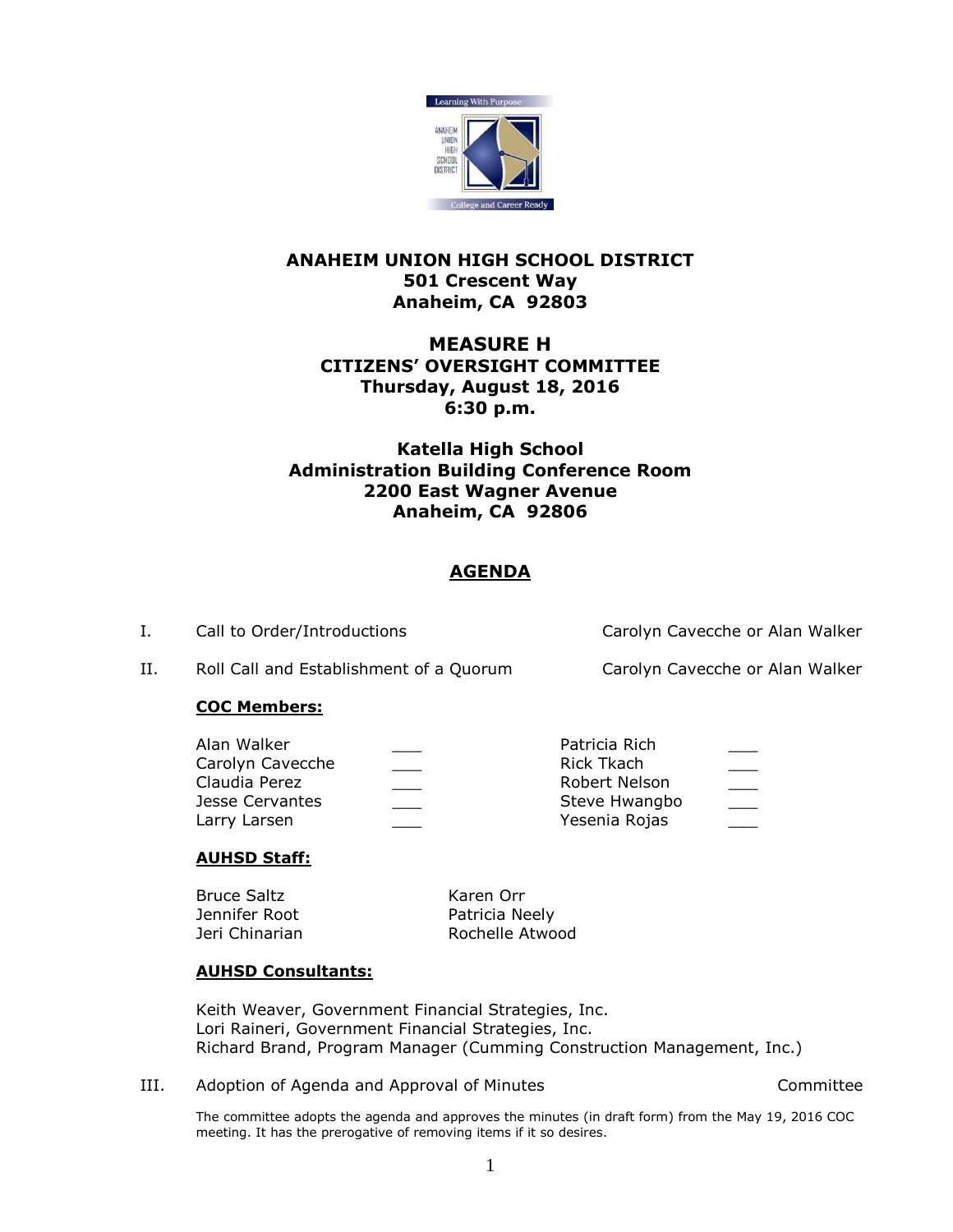# ANAHEIM UNION HIGH SCHOOL DISTRICT
**501 Crescent Way**
**Anaheim, CA 92803**

## MEASURE H
**CITIZENS' OVERSIGHT COMMITTEE**
**Thursday, August 18, 2016**
**6:30 p.m.**

**Katella High School**
**Administration Building Conference Room**
**2200 East Wagner Avenue**
**Anaheim, CA 92806**

## AGENDA

I. Call to Order/Introductions — Carolyn Cavecche or Alan Walker

II. Roll Call and Establishment of a Quorum — Carolyn Cavecche or Alan Walker

**COC Members:**

| | | | |
|---|---|---|---|
| Alan Walker | ___ | Patricia Rich | ___ |
| Carolyn Cavecche | ___ | Rick Tkach | ___ |
| Claudia Perez | ___ | Robert Nelson | ___ |
| Jesse Cervantes | ___ | Steve Hwangbo | ___ |
| Larry Larsen | ___ | Yesenia Rojas | ___ |

**AUHSD Staff:**

| | |
|---|---|
| Bruce Saltz | Karen Orr |
| Jennifer Root | Patricia Neely |
| Jeri Chinarian | Rochelle Atwood |

**AUHSD Consultants:**

Keith Weaver, Government Financial Strategies, Inc.
Lori Raineri, Government Financial Strategies, Inc.
Richard Brand, Program Manager (Cumming Construction Management, Inc.)

III. Adoption of Agenda and Approval of Minutes — Committee

The committee adopts the agenda and approves the minutes (in draft form) from the May 19, 2016 COC meeting. It has the prerogative of removing items if it so desires.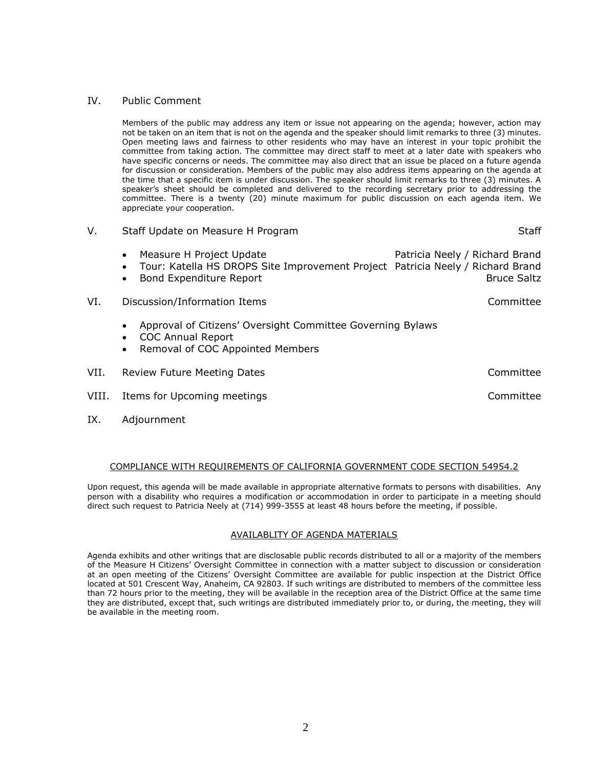IV. Public Comment

Members of the public may address any item or issue not appearing on the agenda; however, action may not be taken on an item that is not on the agenda and the speaker should limit remarks to three (3) minutes. Open meeting laws and fairness to other residents who may have an interest in your topic prohibit the committee from taking action. The committee may direct staff to meet at a later date with speakers who have specific concerns or needs. The committee may also direct that an issue be placed on a future agenda for discussion or consideration. Members of the public may also address items appearing on the agenda at the time that a specific item is under discussion. The speaker should limit remarks to three (3) minutes. A speaker's sheet should be completed and delivered to the recording secretary prior to addressing the committee. There is a twenty (20) minute maximum for public discussion on each agenda item. We appreciate your cooperation.

V. Staff Update on Measure H Program — Staff

- Measure H Project Update — Patricia Neely / Richard Brand
- Tour: Katella HS DROPS Site Improvement Project — Patricia Neely / Richard Brand
- Bond Expenditure Report — Bruce Saltz

VI. Discussion/Information Items — Committee

- Approval of Citizens' Oversight Committee Governing Bylaws
- COC Annual Report
- Removal of COC Appointed Members

VII. Review Future Meeting Dates — Committee

VIII. Items for Upcoming meetings — Committee

IX. Adjournment

COMPLIANCE WITH REQUIREMENTS OF CALIFORNIA GOVERNMENT CODE SECTION 54954.2

Upon request, this agenda will be made available in appropriate alternative formats to persons with disabilities. Any person with a disability who requires a modification or accommodation in order to participate in a meeting should direct such request to Patricia Neely at (714) 999-3555 at least 48 hours before the meeting, if possible.

AVAILABLITY OF AGENDA MATERIALS

Agenda exhibits and other writings that are disclosable public records distributed to all or a majority of the members of the Measure H Citizens' Oversight Committee in connection with a matter subject to discussion or consideration at an open meeting of the Citizens' Oversight Committee are available for public inspection at the District Office located at 501 Crescent Way, Anaheim, CA 92803. If such writings are distributed to members of the committee less than 72 hours prior to the meeting, they will be available in the reception area of the District Office at the same time they are distributed, except that, such writings are distributed immediately prior to, or during, the meeting, they will be available in the meeting room.